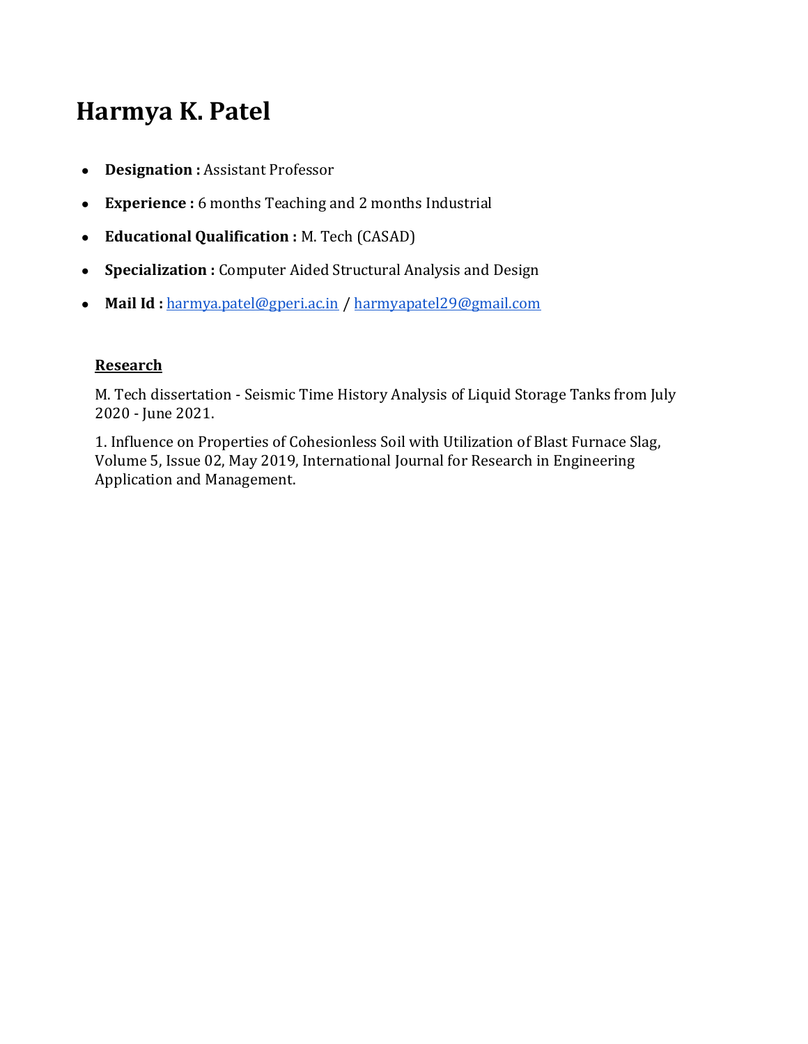# Harmya K. Patel

- **Designation :** Assistant Professor
- **Experience :** 6 months Teaching and 2 months Industrial
- **Educational Qualification :** M. Tech (CASAD)
- **Specialization :** Computer Aided Structural Analysis and Design
- **Mail Id :** harmya.patel@gperi.ac.in / harmyapatel29@gmail.com

## Research

M. Tech dissertation - Seismic Time History Analysis of Liquid Storage Tanks from July 2020 - June 2021.

1. Influence on Properties of Cohesionless Soil with Utilization of Blast Furnace Slag, Volume 5, Issue 02, May 2019, International Journal for Research in Engineering Application and Management.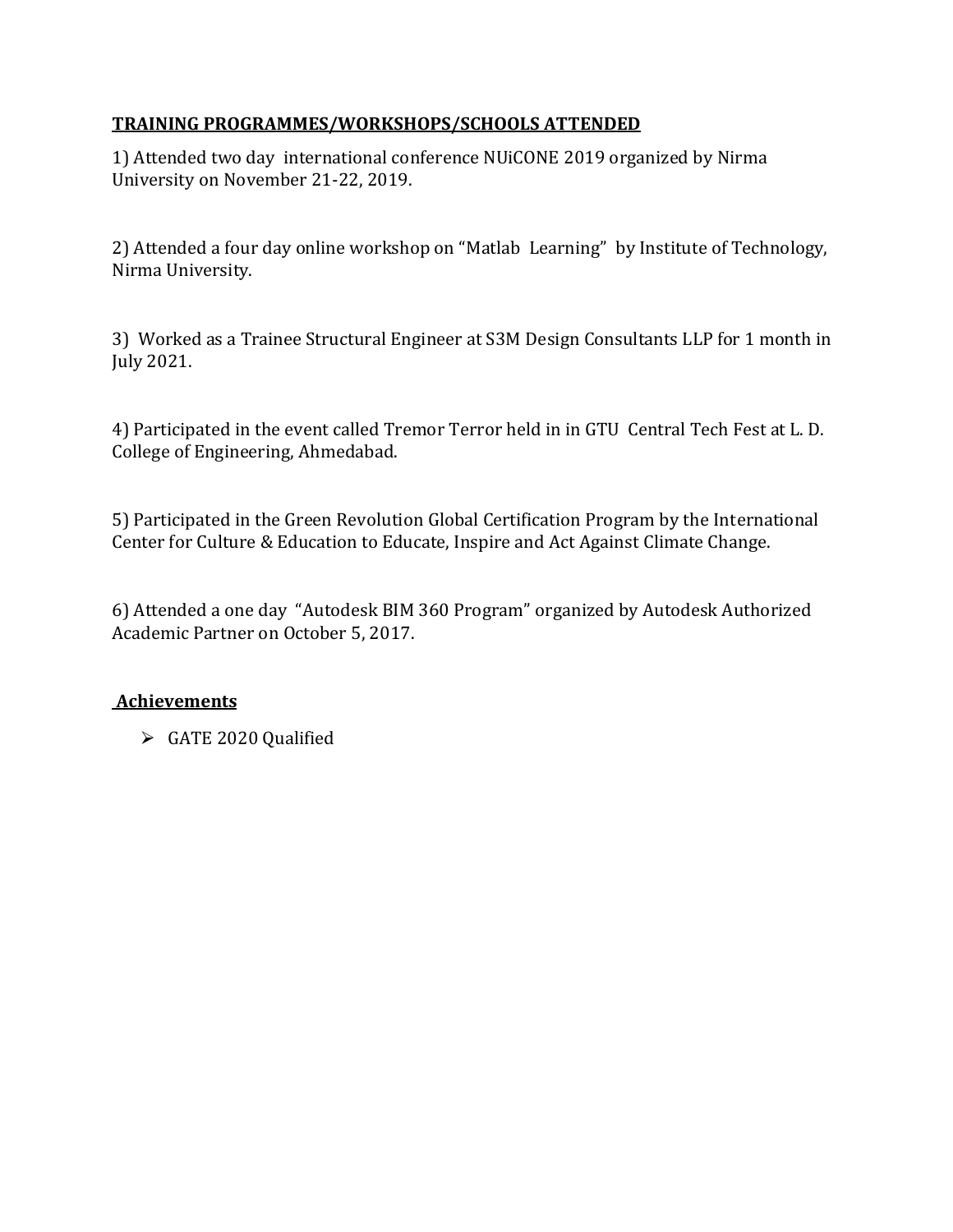## TRAINING PROGRAMMES/WORKSHOPS/SCHOOLS ATTENDED

1) Attended two day international conference NUiCONE 2019 organized by Nirma University on November 21-22, 2019.

2) Attended a four day online workshop on "Matlab Learning" by Institute of Technology, Nirma University.

3) Worked as a Trainee Structural Engineer at S3M Design Consultants LLP for 1 month in July 2021.

4) Participated in the event called Tremor Terror held in in GTU Central Tech Fest at L. D. College of Engineering, Ahmedabad.

5) Participated in the Green Revolution Global Certification Program by the International Center for Culture & Education to Educate, Inspire and Act Against Climate Change.

6) Attended a one day "Autodesk BIM 360 Program" organized by Autodesk Authorized Academic Partner on October 5, 2017.

## Achievements

- GATE 2020 Qualified